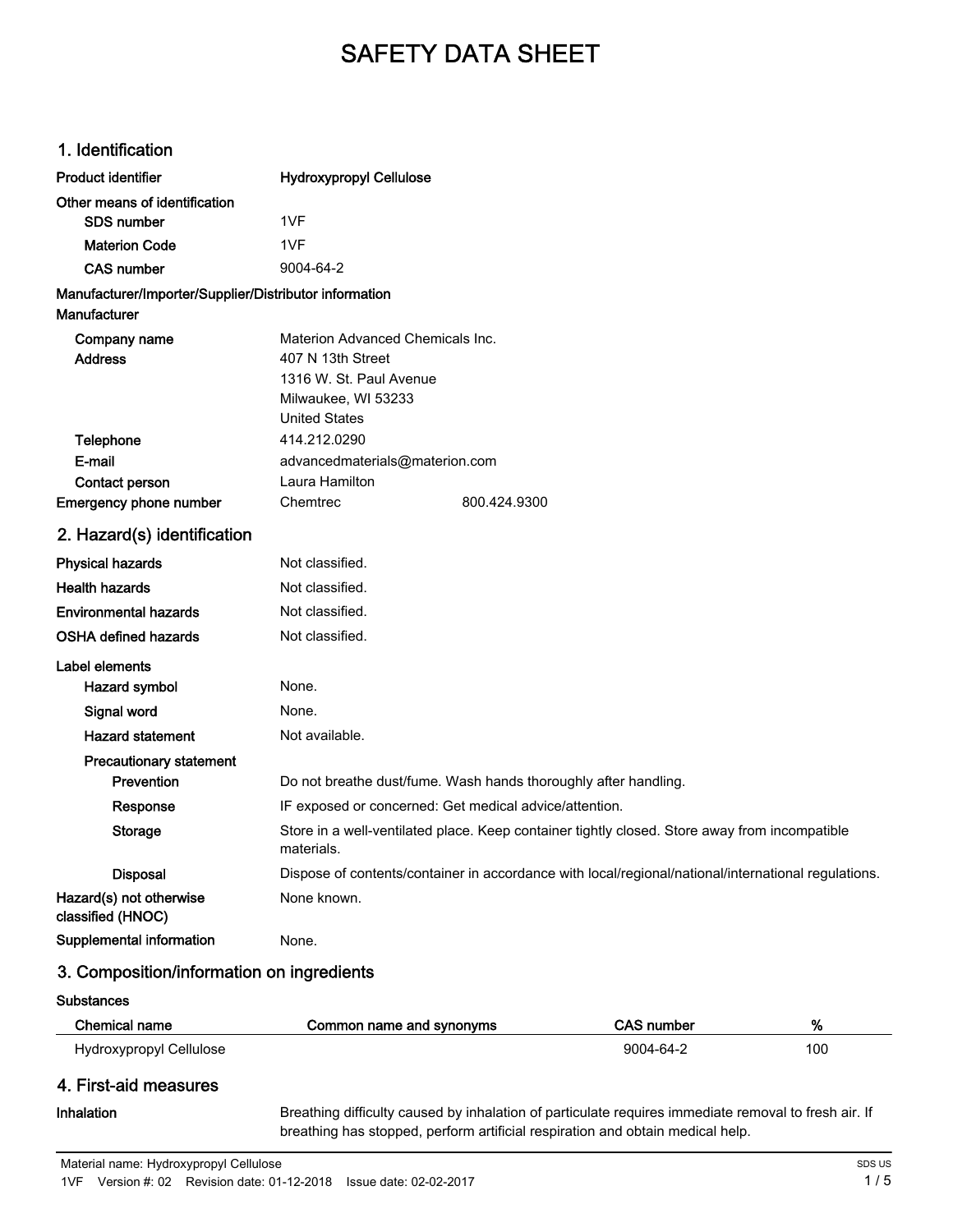# SAFETY DATA SHEET

## 1. Identification

| | |
|---|---|
| **Product identifier** | **Hydroxypropyl Cellulose** |
| **Other means of identification** | |
| **SDS number** | 1VF |
| **Materion Code** | 1VF |
| **CAS number** | 9004-64-2 |

**Manufacturer/Importer/Supplier/Distributor information**

**Manufacturer**

| | |
|---|---|
| **Company name** | Materion Advanced Chemicals Inc. |
| **Address** | 407 N 13th Street<br>1316 W. St. Paul Avenue<br>Milwaukee, WI 53233<br>United States |
| **Telephone** | 414.212.0290 |
| **E-mail** | advancedmaterials@materion.com |
| **Contact person** | Laura Hamilton |
| **Emergency phone number** | Chemtrec 800.424.9300 |

## 2. Hazard(s) identification

| | |
|---|---|
| **Physical hazards** | Not classified. |
| **Health hazards** | Not classified. |
| **Environmental hazards** | Not classified. |
| **OSHA defined hazards** | Not classified. |

**Label elements**

| | |
|---|---|
| **Hazard symbol** | None. |
| **Signal word** | None. |
| **Hazard statement** | Not available. |
| **Precautionary statement** | |
| **Prevention** | Do not breathe dust/fume. Wash hands thoroughly after handling. |
| **Response** | IF exposed or concerned: Get medical advice/attention. |
| **Storage** | Store in a well-ventilated place. Keep container tightly closed. Store away from incompatible materials. |
| **Disposal** | Dispose of contents/container in accordance with local/regional/national/international regulations. |
| **Hazard(s) not otherwise classified (HNOC)** | None known. |
| **Supplemental information** | None. |

## 3. Composition/information on ingredients

**Substances**

| Chemical name | Common name and synonyms | CAS number | % |
|---|---|---|---|
| Hydroxypropyl Cellulose | | 9004-64-2 | 100 |

## 4. First-aid measures

**Inhalation** Breathing difficulty caused by inhalation of particulate requires immediate removal to fresh air. If breathing has stopped, perform artificial respiration and obtain medical help.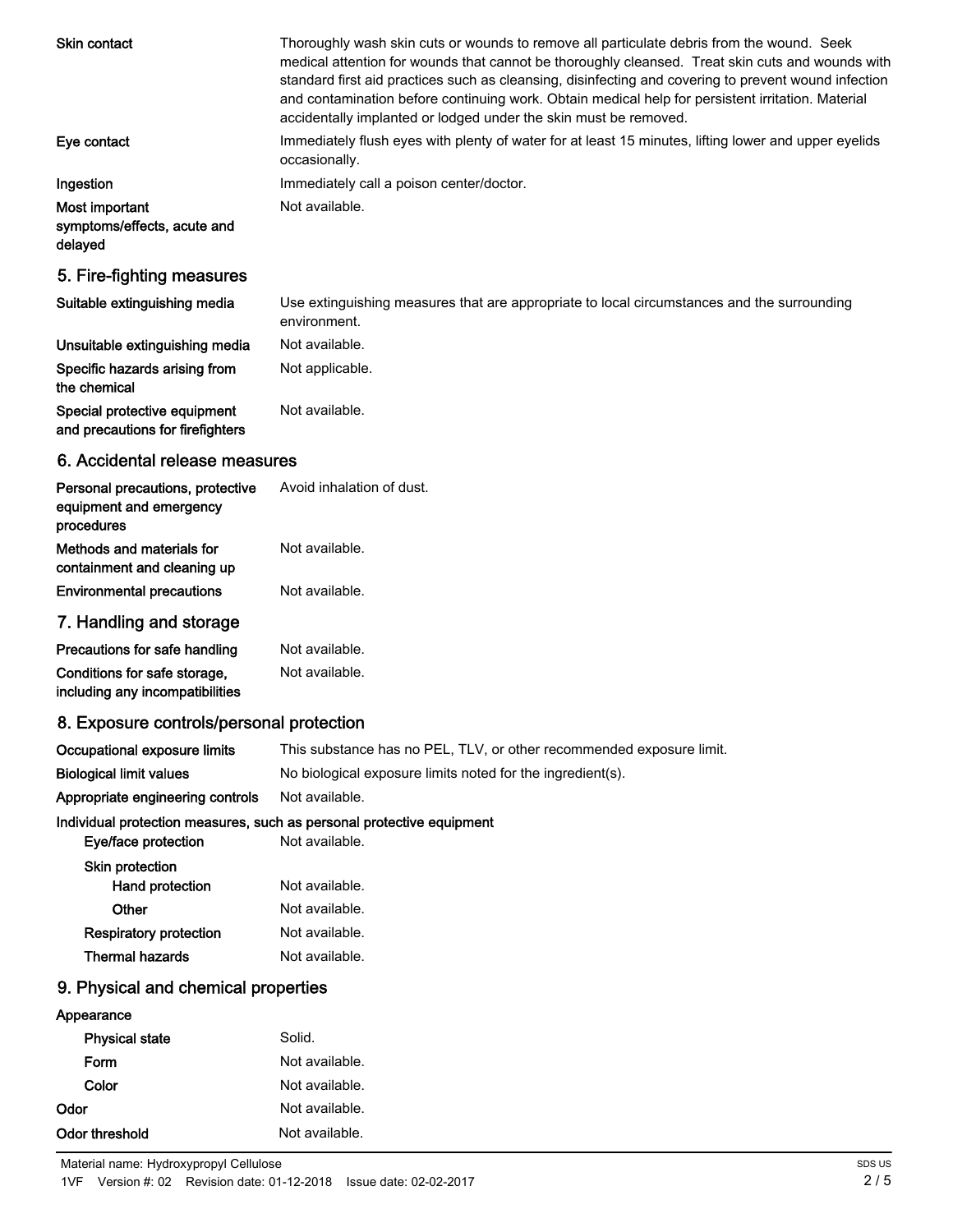| | |
|---|---|
| **Skin contact** | Thoroughly wash skin cuts or wounds to remove all particulate debris from the wound. Seek medical attention for wounds that cannot be thoroughly cleansed. Treat skin cuts and wounds with standard first aid practices such as cleansing, disinfecting and covering to prevent wound infection and contamination before continuing work. Obtain medical help for persistent irritation. Material accidentally implanted or lodged under the skin must be removed. |
| **Eye contact** | Immediately flush eyes with plenty of water for at least 15 minutes, lifting lower and upper eyelids occasionally. |
| **Ingestion** | Immediately call a poison center/doctor. |
| **Most important symptoms/effects, acute and delayed** | Not available. |

## 5. Fire-fighting measures

| | |
|---|---|
| **Suitable extinguishing media** | Use extinguishing measures that are appropriate to local circumstances and the surrounding environment. |
| **Unsuitable extinguishing media** | Not available. |
| **Specific hazards arising from the chemical** | Not applicable. |
| **Special protective equipment and precautions for firefighters** | Not available. |

## 6. Accidental release measures

| | |
|---|---|
| **Personal precautions, protective equipment and emergency procedures** | Avoid inhalation of dust. |
| **Methods and materials for containment and cleaning up** | Not available. |
| **Environmental precautions** | Not available. |

## 7. Handling and storage

| | |
|---|---|
| **Precautions for safe handling** | Not available. |
| **Conditions for safe storage, including any incompatibilities** | Not available. |

## 8. Exposure controls/personal protection

| | |
|---|---|
| **Occupational exposure limits** | This substance has no PEL, TLV, or other recommended exposure limit. |
| **Biological limit values** | No biological exposure limits noted for the ingredient(s). |
| **Appropriate engineering controls** | Not available. |

**Individual protection measures, such as personal protective equipment**

| | |
|---|---|
| **Eye/face protection** | Not available. |
| **Skin protection** | |
| **Hand protection** | Not available. |
| **Other** | Not available. |
| **Respiratory protection** | Not available. |
| **Thermal hazards** | Not available. |

## 9. Physical and chemical properties

**Appearance**

| | |
|---|---|
| **Physical state** | Solid. |
| **Form** | Not available. |
| **Color** | Not available. |
| **Odor** | Not available. |
| **Odor threshold** | Not available. |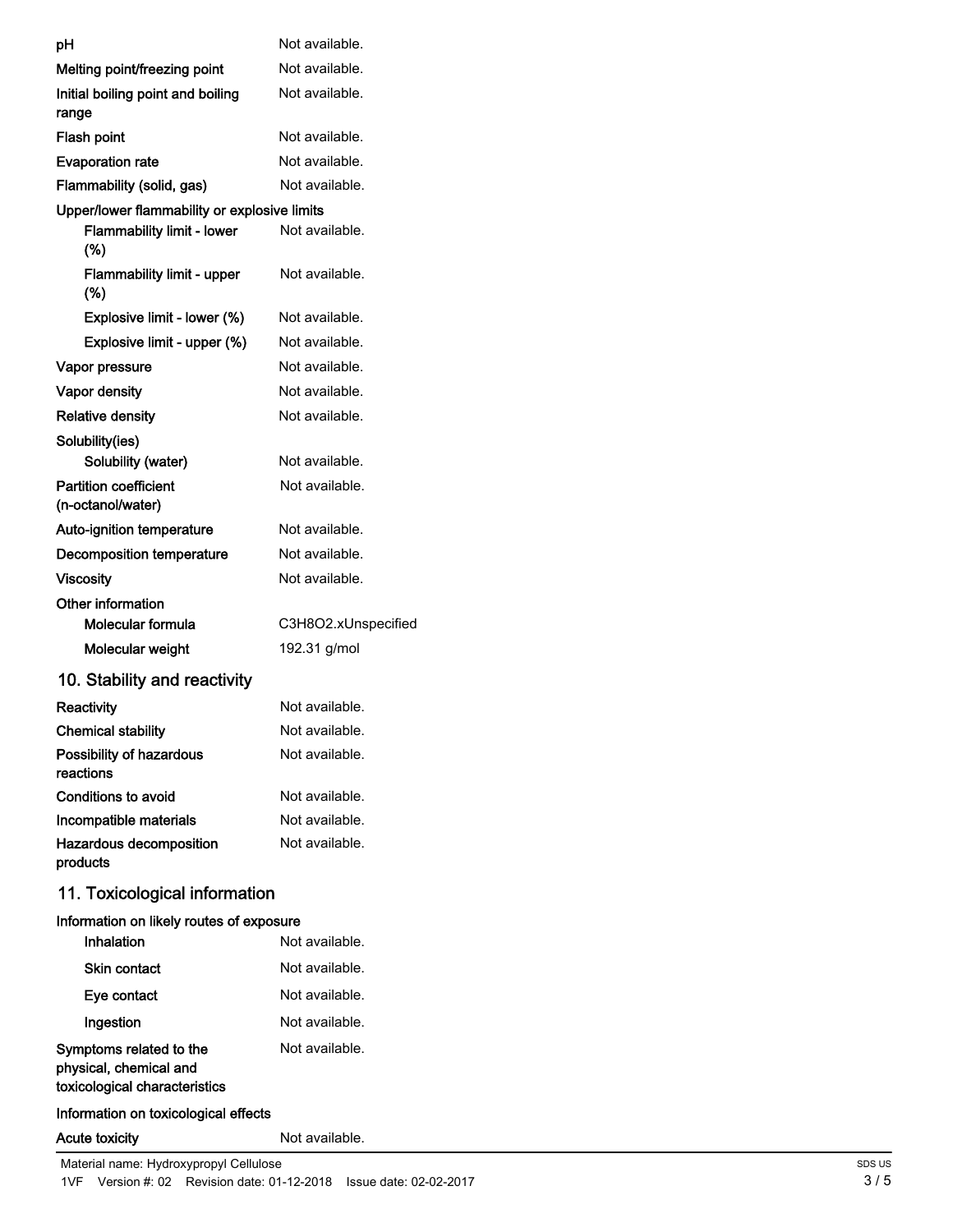| | |
|---|---|
| **pH** | Not available. |
| **Melting point/freezing point** | Not available. |
| **Initial boiling point and boiling range** | Not available. |
| **Flash point** | Not available. |
| **Evaporation rate** | Not available. |
| **Flammability (solid, gas)** | Not available. |
| **Upper/lower flammability or explosive limits** | |
| **Flammability limit - lower (%)** | Not available. |
| **Flammability limit - upper (%)** | Not available. |
| **Explosive limit - lower (%)** | Not available. |
| **Explosive limit - upper (%)** | Not available. |
| **Vapor pressure** | Not available. |
| **Vapor density** | Not available. |
| **Relative density** | Not available. |
| **Solubility(ies)** | |
| **Solubility (water)** | Not available. |
| **Partition coefficient (n-octanol/water)** | Not available. |
| **Auto-ignition temperature** | Not available. |
| **Decomposition temperature** | Not available. |
| **Viscosity** | Not available. |
| **Other information** | |
| **Molecular formula** | C3H8O2.xUnspecified |
| **Molecular weight** | 192.31 g/mol |

## 10. Stability and reactivity

| | |
|---|---|
| **Reactivity** | Not available. |
| **Chemical stability** | Not available. |
| **Possibility of hazardous reactions** | Not available. |
| **Conditions to avoid** | Not available. |
| **Incompatible materials** | Not available. |
| **Hazardous decomposition products** | Not available. |

## 11. Toxicological information

| | |
|---|---|
| **Information on likely routes of exposure** | |
| **Inhalation** | Not available. |
| **Skin contact** | Not available. |
| **Eye contact** | Not available. |
| **Ingestion** | Not available. |
| **Symptoms related to the physical, chemical and toxicological characteristics** | Not available. |
| **Information on toxicological effects** | |
| **Acute toxicity** | Not available. |

Material name: Hydroxypropyl Cellulose

1VF Version #: 02 Revision date: 01-12-2018 Issue date: 02-02-2017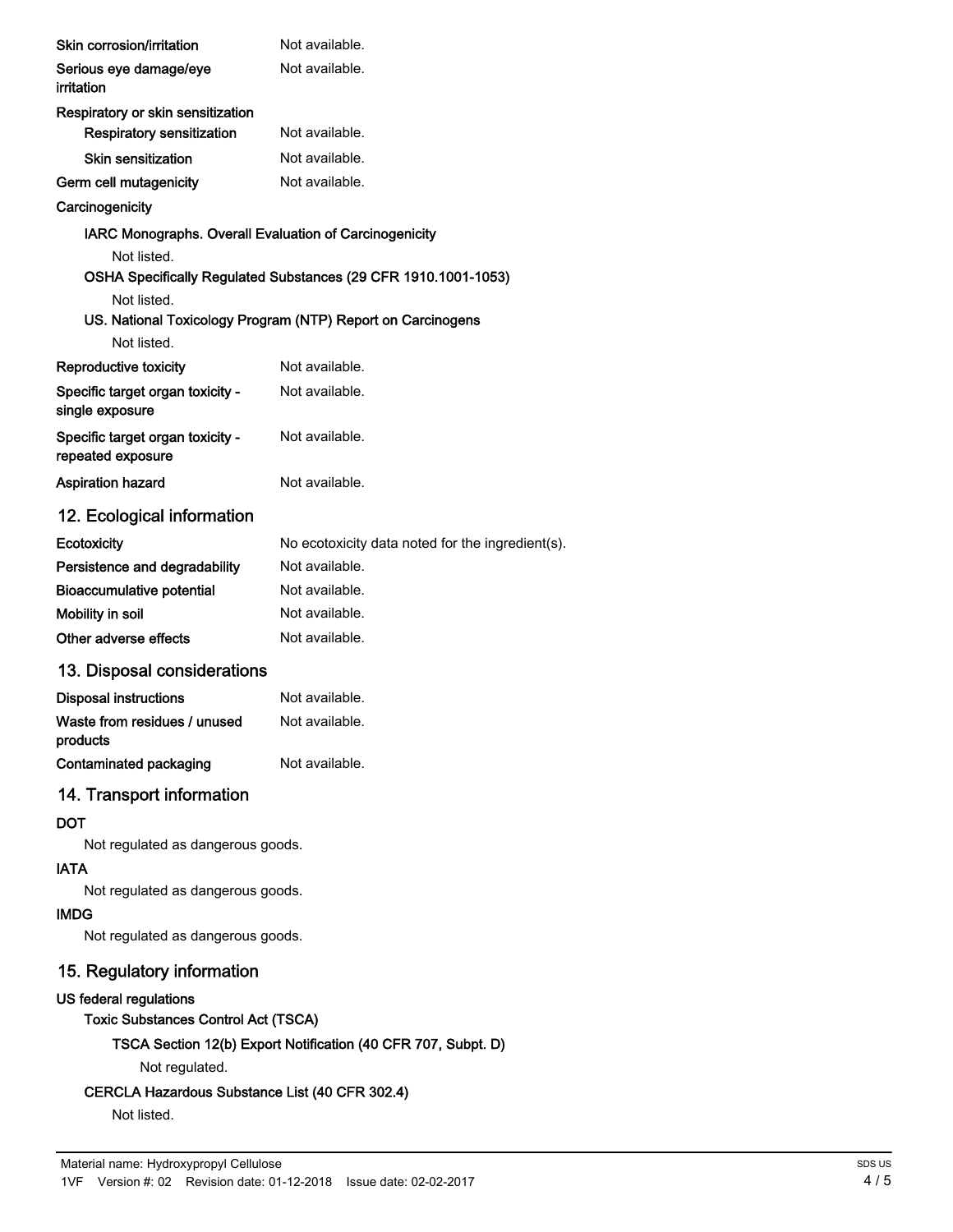| | |
|---|---|
| **Skin corrosion/irritation** | Not available. |
| **Serious eye damage/eye irritation** | Not available. |

**Respiratory or skin sensitization**

| | |
|---|---|
| **Respiratory sensitization** | Not available. |
| **Skin sensitization** | Not available. |
| **Germ cell mutagenicity** | Not available. |

**Carcinogenicity**

**IARC Monographs. Overall Evaluation of Carcinogenicity**

Not listed.

**OSHA Specifically Regulated Substances (29 CFR 1910.1001-1053)**

Not listed.

**US. National Toxicology Program (NTP) Report on Carcinogens**

Not listed.

| | |
|---|---|
| **Reproductive toxicity** | Not available. |
| **Specific target organ toxicity - single exposure** | Not available. |
| **Specific target organ toxicity - repeated exposure** | Not available. |
| **Aspiration hazard** | Not available. |

## 12. Ecological information

| | |
|---|---|
| **Ecotoxicity** | No ecotoxicity data noted for the ingredient(s). |
| **Persistence and degradability** | Not available. |
| **Bioaccumulative potential** | Not available. |
| **Mobility in soil** | Not available. |
| **Other adverse effects** | Not available. |

## 13. Disposal considerations

| | |
|---|---|
| **Disposal instructions** | Not available. |
| **Waste from residues / unused products** | Not available. |
| **Contaminated packaging** | Not available. |

## 14. Transport information

**DOT**

Not regulated as dangerous goods.

**IATA**

Not regulated as dangerous goods.

**IMDG**

Not regulated as dangerous goods.

## 15. Regulatory information

**US federal regulations**

**Toxic Substances Control Act (TSCA)**

**TSCA Section 12(b) Export Notification (40 CFR 707, Subpt. D)**

Not regulated.

**CERCLA Hazardous Substance List (40 CFR 302.4)**

Not listed.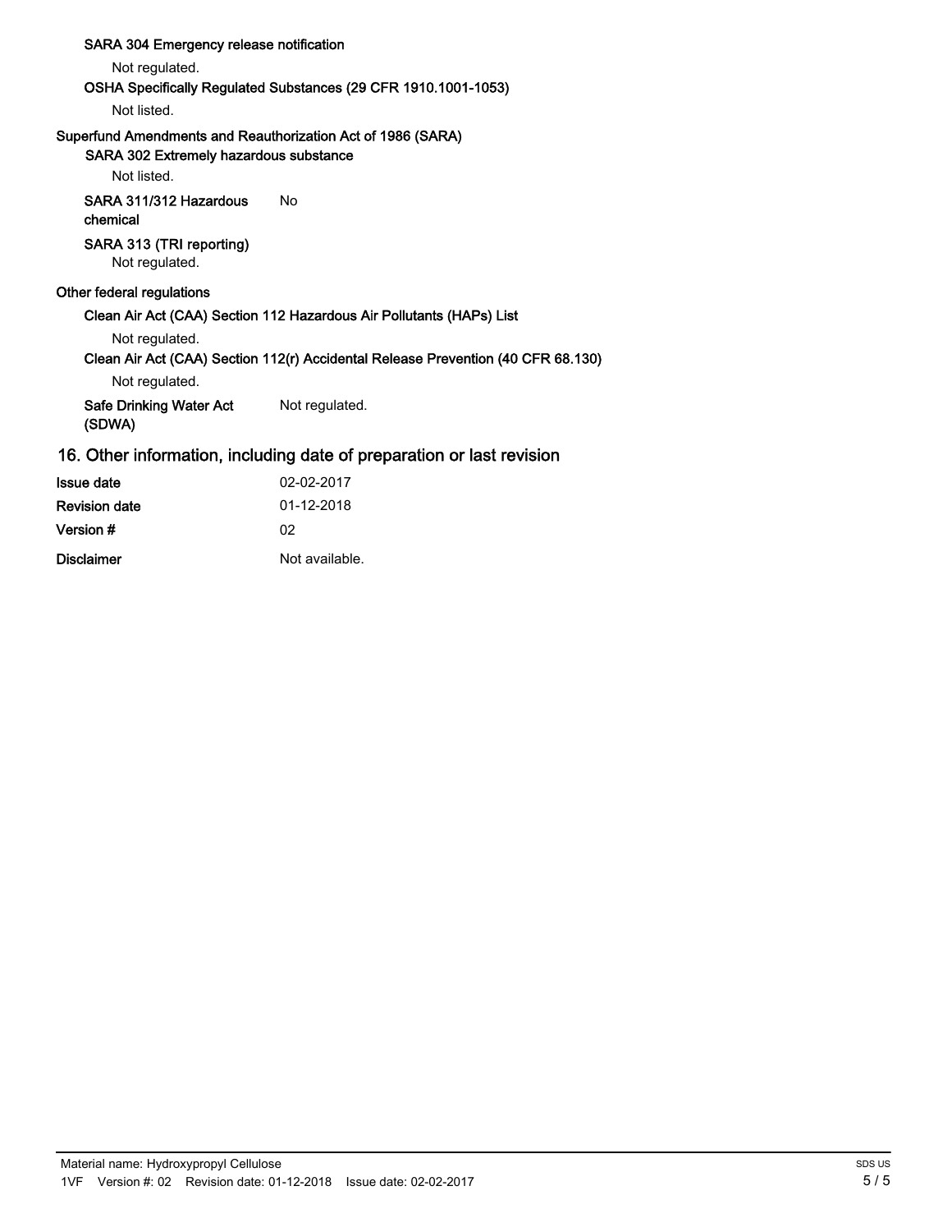**SARA 304 Emergency release notification**

Not regulated.

**OSHA Specifically Regulated Substances (29 CFR 1910.1001-1053)**

Not listed.

**Superfund Amendments and Reauthorization Act of 1986 (SARA)**

**SARA 302 Extremely hazardous substance**

Not listed.

**SARA 311/312 Hazardous chemical** No

**SARA 313 (TRI reporting)**

Not regulated.

**Other federal regulations**

**Clean Air Act (CAA) Section 112 Hazardous Air Pollutants (HAPs) List**

Not regulated.

**Clean Air Act (CAA) Section 112(r) Accidental Release Prevention (40 CFR 68.130)**

Not regulated.

**Safe Drinking Water Act (SDWA)** Not regulated.

## 16. Other information, including date of preparation or last revision

| | |
|---|---|
| **Issue date** | 02-02-2017 |
| **Revision date** | 01-12-2018 |
| **Version #** | 02 |
| **Disclaimer** | Not available. |